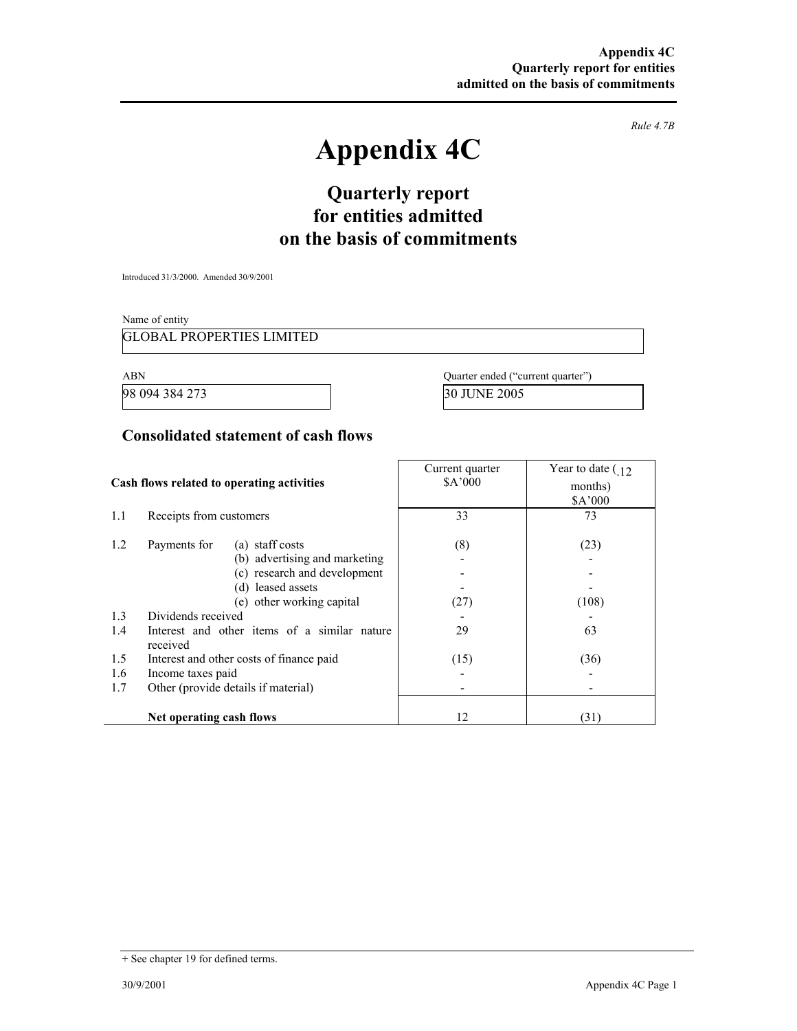*Rule 4.7B*

# Appendix 4C

## Quarterly report for entities admitted on the basis of commitments

Introduced 31/3/2000. Amended 30/9/2001

Name of entity

GLOBAL PROPERTIES LIMITED

| ABN | Quarter ended ("current quarter") |
|---|---|
| 98 094 384 273 | 30 JUNE 2005 |

## Consolidated statement of cash flows

| | Cash flows related to operating activities | Current quarter $A'000 | Year to date (.12 months) $A'000 |
|---|---|---|---|
| 1.1 | Receipts from customers | 33 | 73 |
| 1.2 | Payments for (a) staff costs | (8) | (23) |
| | (b) advertising and marketing | - | - |
| | (c) research and development | - | - |
| | (d) leased assets | - | - |
| | (e) other working capital | (27) | (108) |
| 1.3 | Dividends received | - | - |
| 1.4 | Interest and other items of a similar nature received | 29 | 63 |
| 1.5 | Interest and other costs of finance paid | (15) | (36) |
| 1.6 | Income taxes paid | - | - |
| 1.7 | Other (provide details if material) | - | - |
| | **Net operating cash flows** | 12 | (31) |

+ See chapter 19 for defined terms.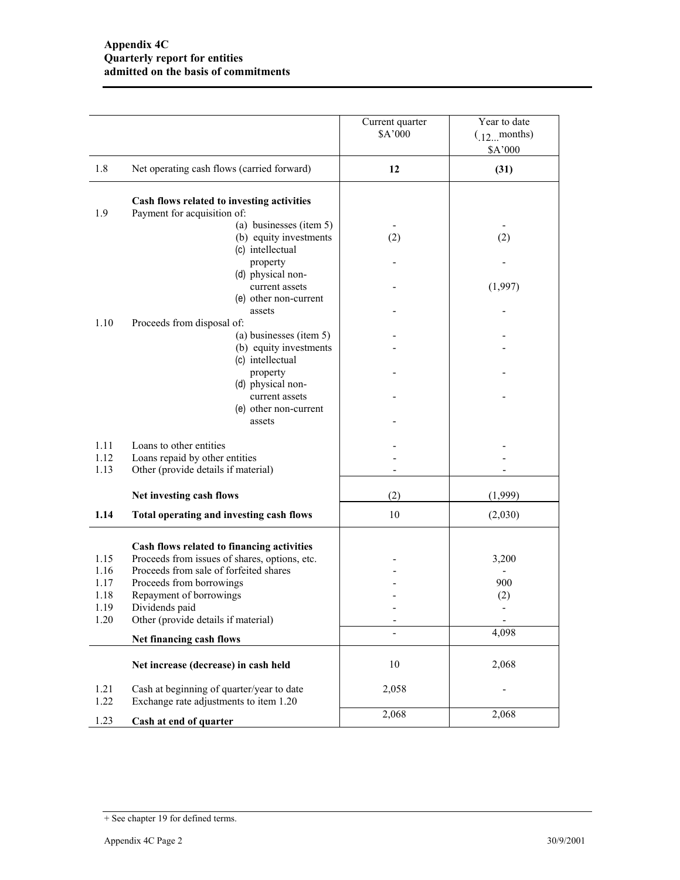**Appendix 4C**
**Quarterly report for entities admitted on the basis of commitments**

| | | Current quarter $A'000 | Year to date (.12...months) $A'000 |
|---|---|---|---|
| 1.8 | Net operating cash flows (carried forward) | **12** | **(31)** |
| | **Cash flows related to investing activities** | | |
| 1.9 | Payment for acquisition of: | | |
| | (a) businesses (item 5) | - | - |
| | (b) equity investments | (2) | (2) |
| | (c) intellectual property | - | - |
| | (d) physical non-current assets | - | (1,997) |
| | (e) other non-current assets | - | - |
| 1.10 | Proceeds from disposal of: | | |
| | (a) businesses (item 5) | - | - |
| | (b) equity investments | - | - |
| | (c) intellectual property | - | - |
| | (d) physical non-current assets | - | - |
| | (e) other non-current assets | - | |
| 1.11 | Loans to other entities | - | - |
| 1.12 | Loans repaid by other entities | - | - |
| 1.13 | Other (provide details if material) | - | - |
| | **Net investing cash flows** | (2) | (1,999) |
| **1.14** | **Total operating and investing cash flows** | 10 | (2,030) |
| | **Cash flows related to financing activities** | | |
| 1.15 | Proceeds from issues of shares, options, etc. | - | 3,200 |
| 1.16 | Proceeds from sale of forfeited shares | - | - |
| 1.17 | Proceeds from borrowings | - | 900 |
| 1.18 | Repayment of borrowings | - | (2) |
| 1.19 | Dividends paid | - | - |
| 1.20 | Other (provide details if material) | - | - |
| | **Net financing cash flows** | - | 4,098 |
| | **Net increase (decrease) in cash held** | 10 | 2,068 |
| 1.21 | Cash at beginning of quarter/year to date | 2,058 | - |
| 1.22 | Exchange rate adjustments to item 1.20 | | |
| 1.23 | **Cash at end of quarter** | 2,068 | 2,068 |

+ See chapter 19 for defined terms.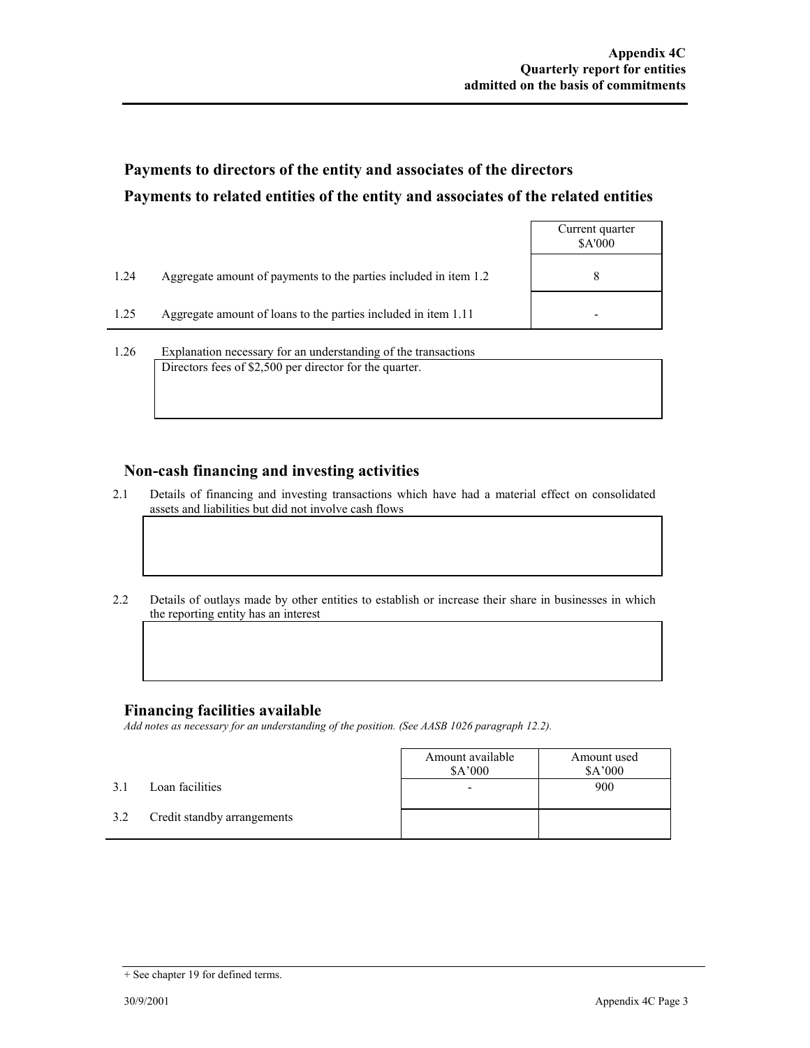## Payments to directors of the entity and associates of the directors

## Payments to related entities of the entity and associates of the related entities

| | | Current quarter $A'000 |
|---|---|---|
| 1.24 | Aggregate amount of payments to the parties included in item 1.2 | 8 |
| 1.25 | Aggregate amount of loans to the parties included in item 1.11 | - |

1.26 Explanation necessary for an understanding of the transactions

Directors fees of $2,500 per director for the quarter.

## Non-cash financing and investing activities

2.1 Details of financing and investing transactions which have had a material effect on consolidated assets and liabilities but did not involve cash flows

2.2 Details of outlays made by other entities to establish or increase their share in businesses in which the reporting entity has an interest

## Financing facilities available

*Add notes as necessary for an understanding of the position. (See AASB 1026 paragraph 12.2).*

| | | Amount available $A'000 | Amount used $A'000 |
|---|---|---|---|
| 3.1 | Loan facilities | - | 900 |
| 3.2 | Credit standby arrangements | | |

+ See chapter 19 for defined terms.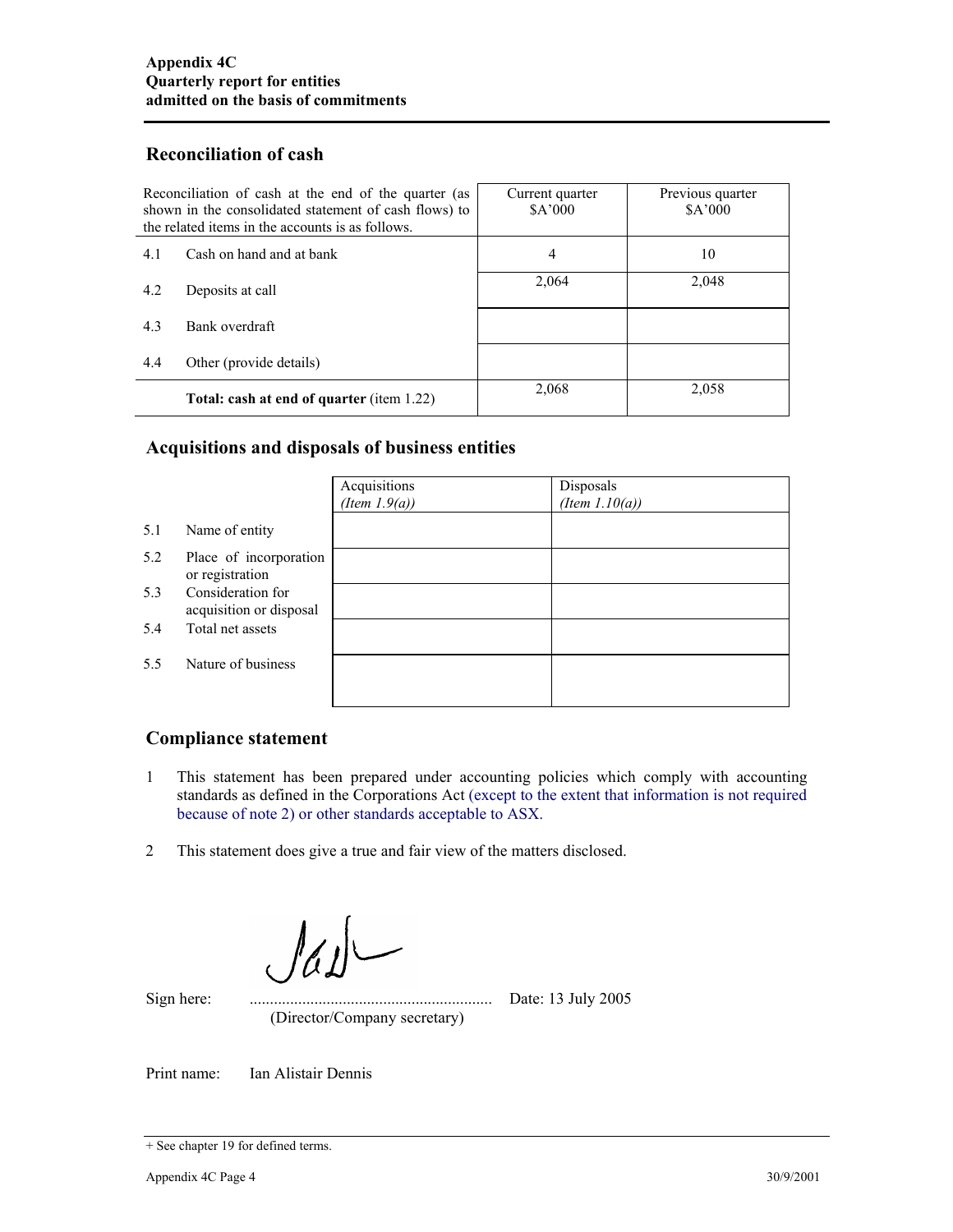## Reconciliation of cash

| Reconciliation of cash at the end of the quarter (as shown in the consolidated statement of cash flows) to the related items in the accounts is as follows. | | Current quarter $A'000 | Previous quarter $A'000 |
|---|---|---|---|
| 4.1 | Cash on hand and at bank | 4 | 10 |
| 4.2 | Deposits at call | 2,064 | 2,048 |
| 4.3 | Bank overdraft | | |
| 4.4 | Other (provide details) | | |
| | **Total: cash at end of quarter** (item 1.22) | 2,068 | 2,058 |

## Acquisitions and disposals of business entities

| | | Acquisitions *(Item 1.9(a))* | Disposals *(Item 1.10(a))* |
|---|---|---|---|
| 5.1 | Name of entity | | |
| 5.2 | Place of incorporation or registration | | |
| 5.3 | Consideration for acquisition or disposal | | |
| 5.4 | Total net assets | | |
| 5.5 | Nature of business | | |

## Compliance statement

1. This statement has been prepared under accounting policies which comply with accounting standards as defined in the Corporations Act (except to the extent that information is not required because of note 2) or other standards acceptable to ASX.

2. This statement does give a true and fair view of the matters disclosed.

Sign here: ............................................................ Date: 13 July 2005
(Director/Company secretary)

Print name: Ian Alistair Dennis

+ See chapter 19 for defined terms.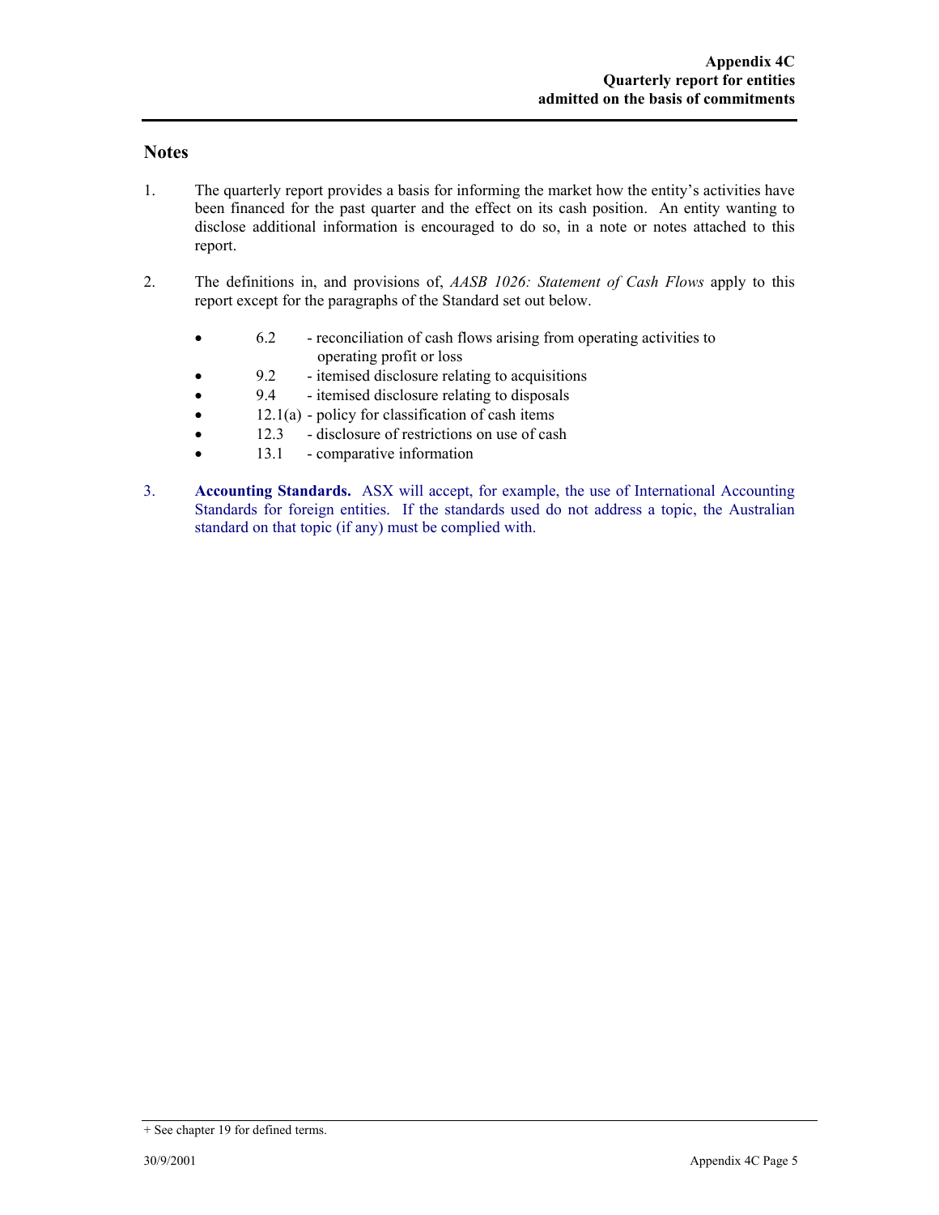## Notes

1. The quarterly report provides a basis for informing the market how the entity's activities have been financed for the past quarter and the effect on its cash position. An entity wanting to disclose additional information is encouraged to do so, in a note or notes attached to this report.

2. The definitions in, and provisions of, *AASB 1026: Statement of Cash Flows* apply to this report except for the paragraphs of the Standard set out below.

   - 6.2 - reconciliation of cash flows arising from operating activities to operating profit or loss
   - 9.2 - itemised disclosure relating to acquisitions
   - 9.4 - itemised disclosure relating to disposals
   - 12.1(a) - policy for classification of cash items
   - 12.3 - disclosure of restrictions on use of cash
   - 13.1 - comparative information

3. **Accounting Standards.** ASX will accept, for example, the use of International Accounting Standards for foreign entities. If the standards used do not address a topic, the Australian standard on that topic (if any) must be complied with.

+ See chapter 19 for defined terms.